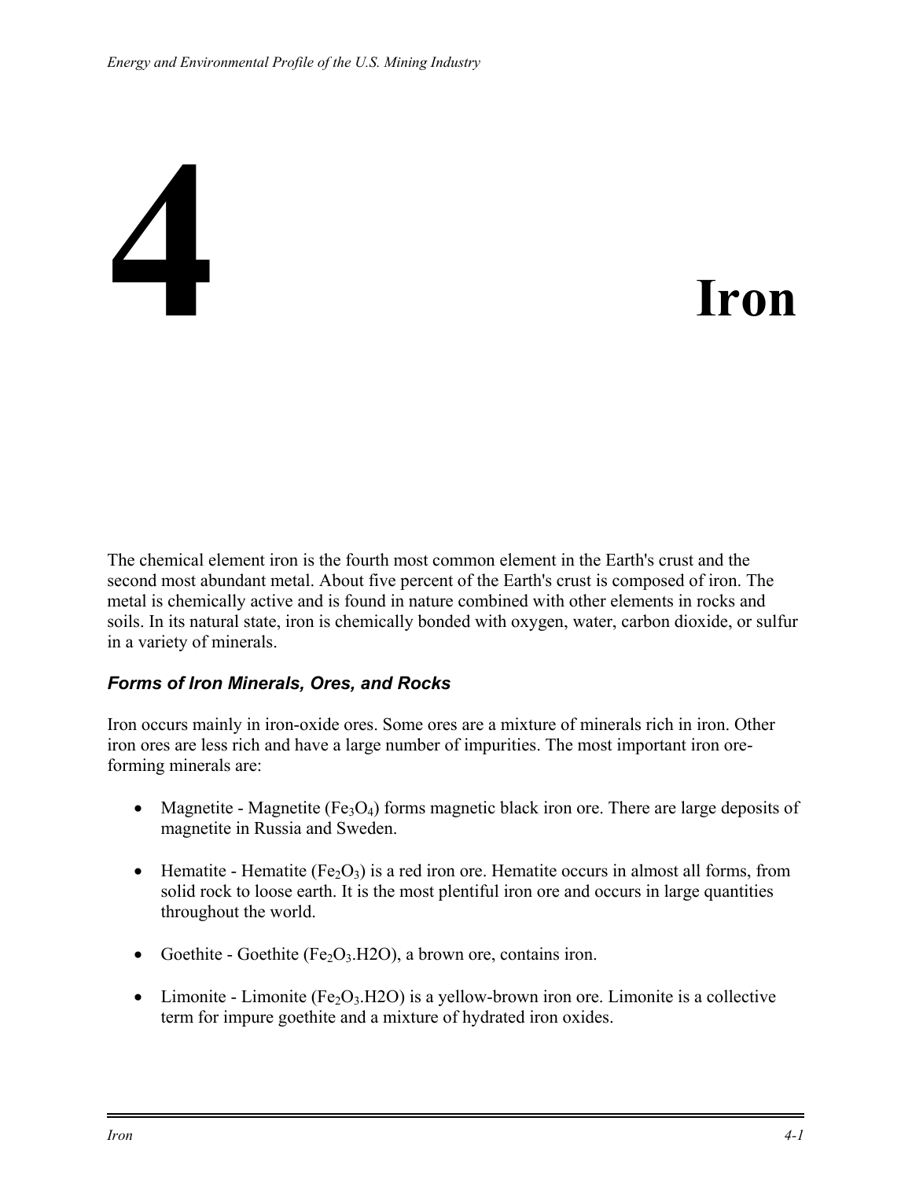# 4 Iron

The chemical element iron is the fourth most common element in the Earth's crust and the second most abundant metal. About five percent of the Earth's crust is composed of iron. The metal is chemically active and is found in nature combined with other elements in rocks and soils. In its natural state, iron is chemically bonded with oxygen, water, carbon dioxide, or sulfur in a variety of minerals.

### *Forms of Iron Minerals, Ores, and Rocks*

Iron occurs mainly in iron-oxide ores. Some ores are a mixture of minerals rich in iron. Other iron ores are less rich and have a large number of impurities. The most important iron ore-forming minerals are:

- Magnetite - Magnetite ($Fe_3O_4$) forms magnetic black iron ore. There are large deposits of magnetite in Russia and Sweden.
- Hematite - Hematite ($Fe_2O_3$) is a red iron ore. Hematite occurs in almost all forms, from solid rock to loose earth. It is the most plentiful iron ore and occurs in large quantities throughout the world.
- Goethite - Goethite ($Fe_2O_3$.H2O), a brown ore, contains iron.
- Limonite - Limonite ($Fe_2O_3$.H2O) is a yellow-brown iron ore. Limonite is a collective term for impure goethite and a mixture of hydrated iron oxides.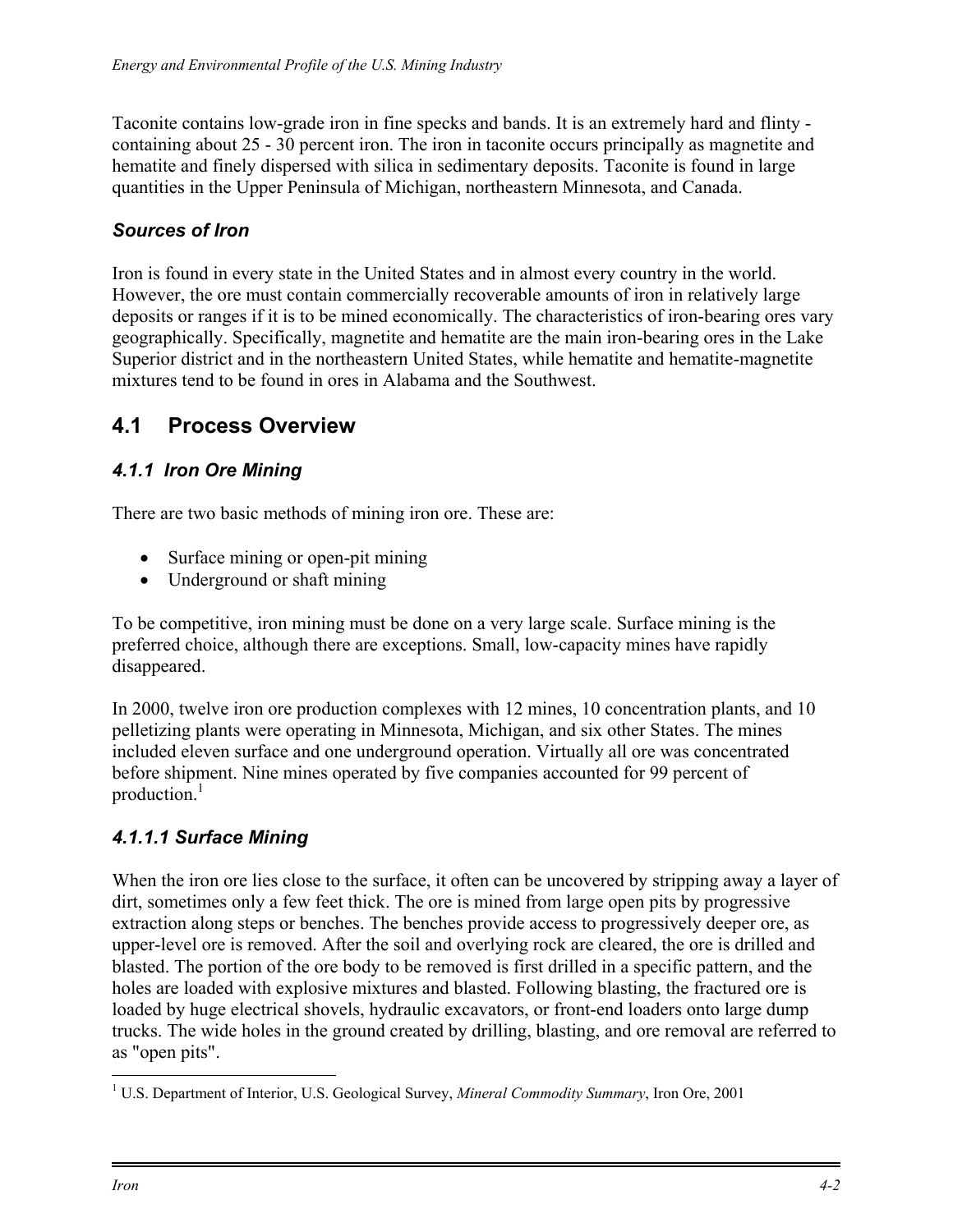Taconite contains low-grade iron in fine specks and bands. It is an extremely hard and flinty - containing about 25 - 30 percent iron. The iron in taconite occurs principally as magnetite and hematite and finely dispersed with silica in sedimentary deposits. Taconite is found in large quantities in the Upper Peninsula of Michigan, northeastern Minnesota, and Canada.

### *Sources of Iron*

Iron is found in every state in the United States and in almost every country in the world. However, the ore must contain commercially recoverable amounts of iron in relatively large deposits or ranges if it is to be mined economically. The characteristics of iron-bearing ores vary geographically. Specifically, magnetite and hematite are the main iron-bearing ores in the Lake Superior district and in the northeastern United States, while hematite and hematite-magnetite mixtures tend to be found in ores in Alabama and the Southwest.

## 4.1 Process Overview

### *4.1.1 Iron Ore Mining*

There are two basic methods of mining iron ore. These are:

- Surface mining or open-pit mining
- Underground or shaft mining

To be competitive, iron mining must be done on a very large scale. Surface mining is the preferred choice, although there are exceptions. Small, low-capacity mines have rapidly disappeared.

In 2000, twelve iron ore production complexes with 12 mines, 10 concentration plants, and 10 pelletizing plants were operating in Minnesota, Michigan, and six other States. The mines included eleven surface and one underground operation. Virtually all ore was concentrated before shipment. Nine mines operated by five companies accounted for 99 percent of production.[1]

### *4.1.1.1 Surface Mining*

When the iron ore lies close to the surface, it often can be uncovered by stripping away a layer of dirt, sometimes only a few feet thick. The ore is mined from large open pits by progressive extraction along steps or benches. The benches provide access to progressively deeper ore, as upper-level ore is removed. After the soil and overlying rock are cleared, the ore is drilled and blasted. The portion of the ore body to be removed is first drilled in a specific pattern, and the holes are loaded with explosive mixtures and blasted. Following blasting, the fractured ore is loaded by huge electrical shovels, hydraulic excavators, or front-end loaders onto large dump trucks. The wide holes in the ground created by drilling, blasting, and ore removal are referred to as "open pits".

---

[1] U.S. Department of Interior, U.S. Geological Survey, *Mineral Commodity Summary*, Iron Ore, 2001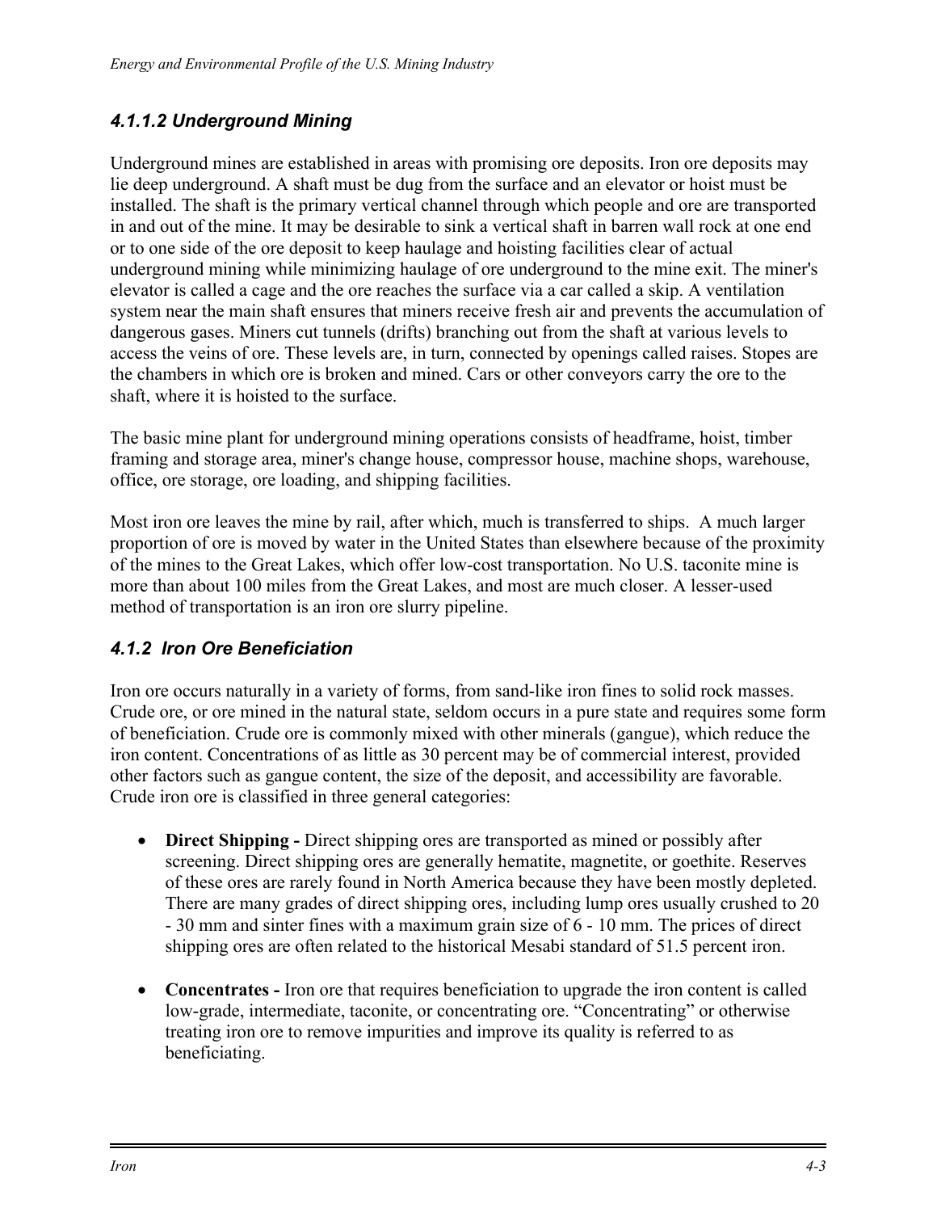### *4.1.1.2 Underground Mining*

Underground mines are established in areas with promising ore deposits. Iron ore deposits may lie deep underground. A shaft must be dug from the surface and an elevator or hoist must be installed. The shaft is the primary vertical channel through which people and ore are transported in and out of the mine. It may be desirable to sink a vertical shaft in barren wall rock at one end or to one side of the ore deposit to keep haulage and hoisting facilities clear of actual underground mining while minimizing haulage of ore underground to the mine exit. The miner's elevator is called a cage and the ore reaches the surface via a car called a skip. A ventilation system near the main shaft ensures that miners receive fresh air and prevents the accumulation of dangerous gases. Miners cut tunnels (drifts) branching out from the shaft at various levels to access the veins of ore. These levels are, in turn, connected by openings called raises. Stopes are the chambers in which ore is broken and mined. Cars or other conveyors carry the ore to the shaft, where it is hoisted to the surface.

The basic mine plant for underground mining operations consists of headframe, hoist, timber framing and storage area, miner's change house, compressor house, machine shops, warehouse, office, ore storage, ore loading, and shipping facilities.

Most iron ore leaves the mine by rail, after which, much is transferred to ships. A much larger proportion of ore is moved by water in the United States than elsewhere because of the proximity of the mines to the Great Lakes, which offer low-cost transportation. No U.S. taconite mine is more than about 100 miles from the Great Lakes, and most are much closer. A lesser-used method of transportation is an iron ore slurry pipeline.

### *4.1.2 Iron Ore Beneficiation*

Iron ore occurs naturally in a variety of forms, from sand-like iron fines to solid rock masses. Crude ore, or ore mined in the natural state, seldom occurs in a pure state and requires some form of beneficiation. Crude ore is commonly mixed with other minerals (gangue), which reduce the iron content. Concentrations of as little as 30 percent may be of commercial interest, provided other factors such as gangue content, the size of the deposit, and accessibility are favorable. Crude iron ore is classified in three general categories:

- **Direct Shipping -** Direct shipping ores are transported as mined or possibly after screening. Direct shipping ores are generally hematite, magnetite, or goethite. Reserves of these ores are rarely found in North America because they have been mostly depleted. There are many grades of direct shipping ores, including lump ores usually crushed to 20 - 30 mm and sinter fines with a maximum grain size of 6 - 10 mm. The prices of direct shipping ores are often related to the historical Mesabi standard of 51.5 percent iron.

- **Concentrates -** Iron ore that requires beneficiation to upgrade the iron content is called low-grade, intermediate, taconite, or concentrating ore. "Concentrating" or otherwise treating iron ore to remove impurities and improve its quality is referred to as beneficiating.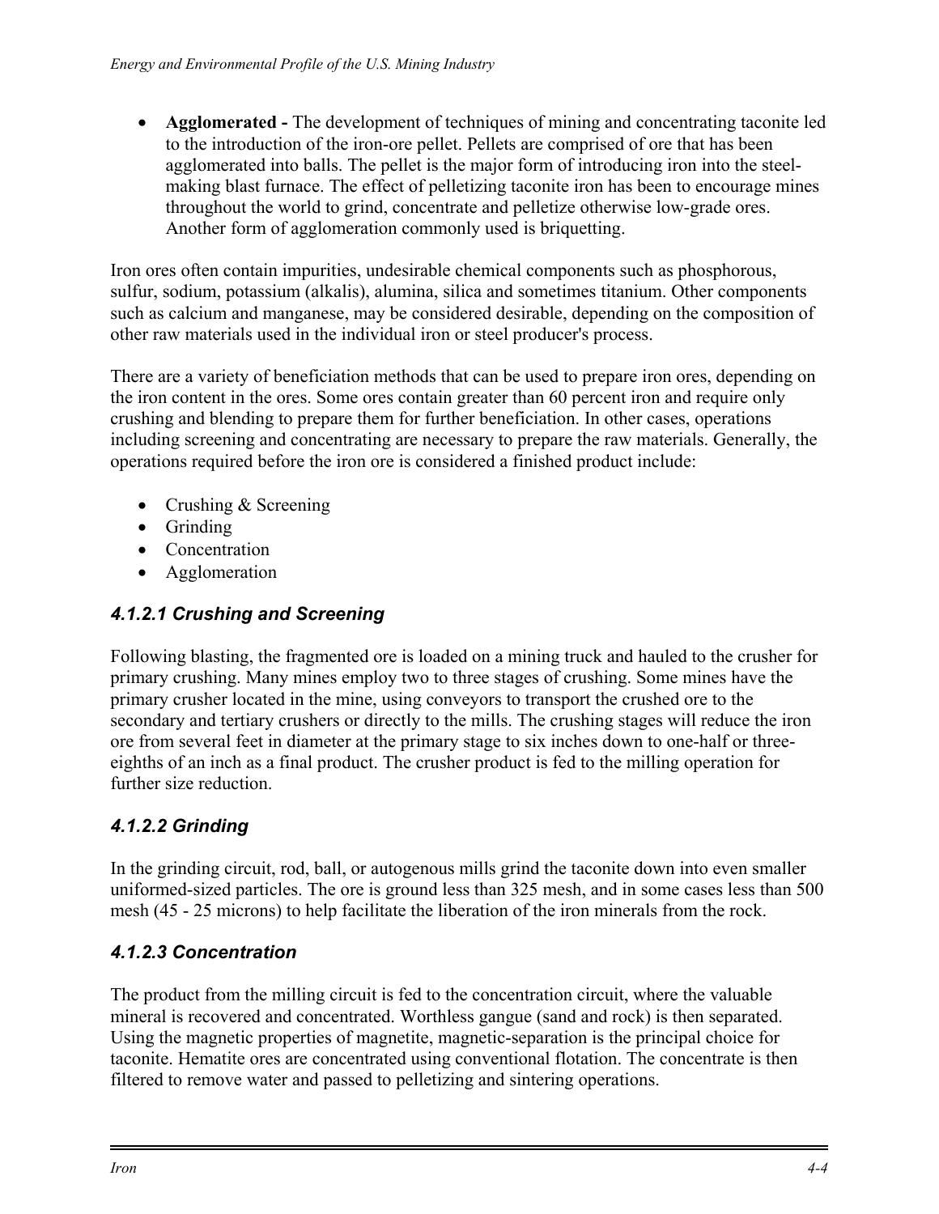- **Agglomerated -** The development of techniques of mining and concentrating taconite led to the introduction of the iron-ore pellet. Pellets are comprised of ore that has been agglomerated into balls. The pellet is the major form of introducing iron into the steel-making blast furnace. The effect of pelletizing taconite iron has been to encourage mines throughout the world to grind, concentrate and pelletize otherwise low-grade ores. Another form of agglomeration commonly used is briquetting.

Iron ores often contain impurities, undesirable chemical components such as phosphorous, sulfur, sodium, potassium (alkalis), alumina, silica and sometimes titanium. Other components such as calcium and manganese, may be considered desirable, depending on the composition of other raw materials used in the individual iron or steel producer's process.

There are a variety of beneficiation methods that can be used to prepare iron ores, depending on the iron content in the ores. Some ores contain greater than 60 percent iron and require only crushing and blending to prepare them for further beneficiation. In other cases, operations including screening and concentrating are necessary to prepare the raw materials. Generally, the operations required before the iron ore is considered a finished product include:

- Crushing & Screening
- Grinding
- Concentration
- Agglomeration

### *4.1.2.1 Crushing and Screening*

Following blasting, the fragmented ore is loaded on a mining truck and hauled to the crusher for primary crushing. Many mines employ two to three stages of crushing. Some mines have the primary crusher located in the mine, using conveyors to transport the crushed ore to the secondary and tertiary crushers or directly to the mills. The crushing stages will reduce the iron ore from several feet in diameter at the primary stage to six inches down to one-half or three-eighths of an inch as a final product. The crusher product is fed to the milling operation for further size reduction.

### *4.1.2.2 Grinding*

In the grinding circuit, rod, ball, or autogenous mills grind the taconite down into even smaller uniformed-sized particles. The ore is ground less than 325 mesh, and in some cases less than 500 mesh (45 - 25 microns) to help facilitate the liberation of the iron minerals from the rock.

### *4.1.2.3 Concentration*

The product from the milling circuit is fed to the concentration circuit, where the valuable mineral is recovered and concentrated. Worthless gangue (sand and rock) is then separated. Using the magnetic properties of magnetite, magnetic-separation is the principal choice for taconite. Hematite ores are concentrated using conventional flotation. The concentrate is then filtered to remove water and passed to pelletizing and sintering operations.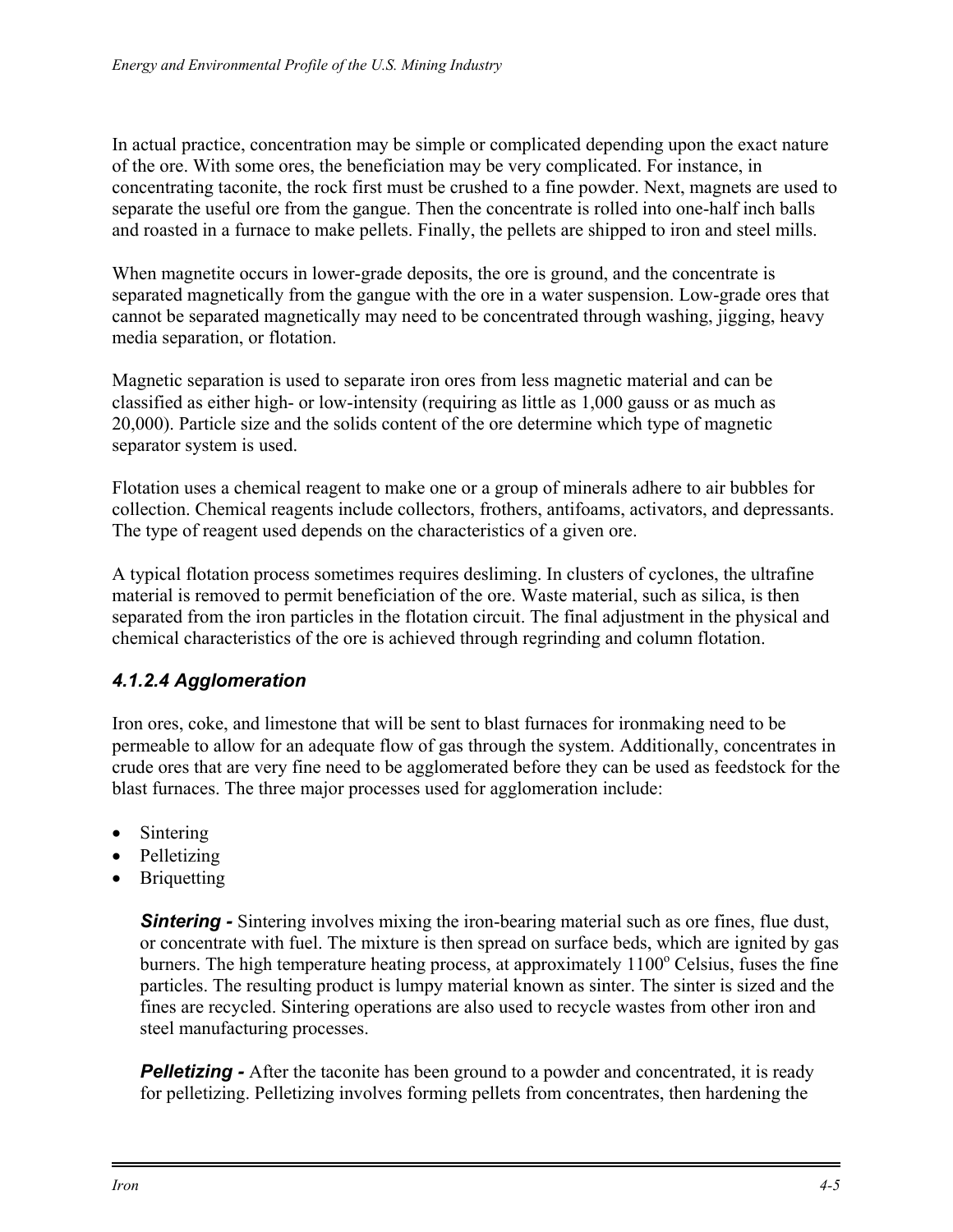In actual practice, concentration may be simple or complicated depending upon the exact nature of the ore. With some ores, the beneficiation may be very complicated. For instance, in concentrating taconite, the rock first must be crushed to a fine powder. Next, magnets are used to separate the useful ore from the gangue. Then the concentrate is rolled into one-half inch balls and roasted in a furnace to make pellets. Finally, the pellets are shipped to iron and steel mills.

When magnetite occurs in lower-grade deposits, the ore is ground, and the concentrate is separated magnetically from the gangue with the ore in a water suspension. Low-grade ores that cannot be separated magnetically may need to be concentrated through washing, jigging, heavy media separation, or flotation.

Magnetic separation is used to separate iron ores from less magnetic material and can be classified as either high- or low-intensity (requiring as little as 1,000 gauss or as much as 20,000). Particle size and the solids content of the ore determine which type of magnetic separator system is used.

Flotation uses a chemical reagent to make one or a group of minerals adhere to air bubbles for collection. Chemical reagents include collectors, frothers, antifoams, activators, and depressants. The type of reagent used depends on the characteristics of a given ore.

A typical flotation process sometimes requires desliming. In clusters of cyclones, the ultrafine material is removed to permit beneficiation of the ore. Waste material, such as silica, is then separated from the iron particles in the flotation circuit. The final adjustment in the physical and chemical characteristics of the ore is achieved through regrinding and column flotation.

#### *4.1.2.4 Agglomeration*

Iron ores, coke, and limestone that will be sent to blast furnaces for ironmaking need to be permeable to allow for an adequate flow of gas through the system. Additionally, concentrates in crude ores that are very fine need to be agglomerated before they can be used as feedstock for the blast furnaces. The three major processes used for agglomeration include:

- Sintering
- Pelletizing
- Briquetting

***Sintering -*** Sintering involves mixing the iron-bearing material such as ore fines, flue dust, or concentrate with fuel. The mixture is then spread on surface beds, which are ignited by gas burners. The high temperature heating process, at approximately 1100$^{o}$ Celsius, fuses the fine particles. The resulting product is lumpy material known as sinter. The sinter is sized and the fines are recycled. Sintering operations are also used to recycle wastes from other iron and steel manufacturing processes.

***Pelletizing -*** After the taconite has been ground to a powder and concentrated, it is ready for pelletizing. Pelletizing involves forming pellets from concentrates, then hardening the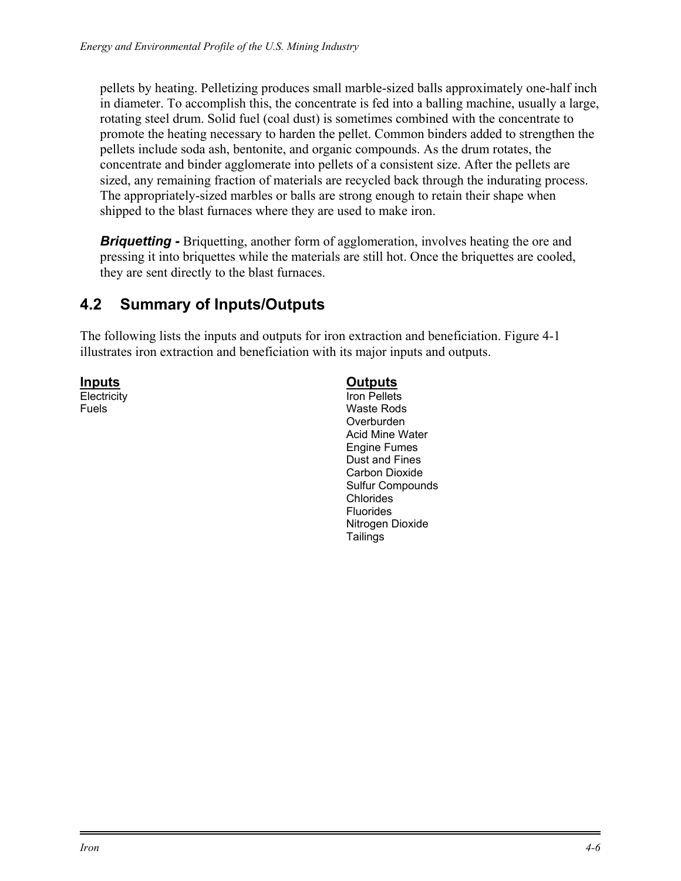pellets by heating. Pelletizing produces small marble-sized balls approximately one-half inch in diameter. To accomplish this, the concentrate is fed into a balling machine, usually a large, rotating steel drum. Solid fuel (coal dust) is sometimes combined with the concentrate to promote the heating necessary to harden the pellet. Common binders added to strengthen the pellets include soda ash, bentonite, and organic compounds. As the drum rotates, the concentrate and binder agglomerate into pellets of a consistent size. After the pellets are sized, any remaining fraction of materials are recycled back through the indurating process. The appropriately-sized marbles or balls are strong enough to retain their shape when shipped to the blast furnaces where they are used to make iron.

***Briquetting -*** Briquetting, another form of agglomeration, involves heating the ore and pressing it into briquettes while the materials are still hot. Once the briquettes are cooled, they are sent directly to the blast furnaces.

## 4.2 Summary of Inputs/Outputs

The following lists the inputs and outputs for iron extraction and beneficiation. Figure 4-1 illustrates iron extraction and beneficiation with its major inputs and outputs.

**Inputs**

Electricity
Fuels

**Outputs**

Iron Pellets
Waste Rods
Overburden
Acid Mine Water
Engine Fumes
Dust and Fines
Carbon Dioxide
Sulfur Compounds
Chlorides
Fluorides
Nitrogen Dioxide
Tailings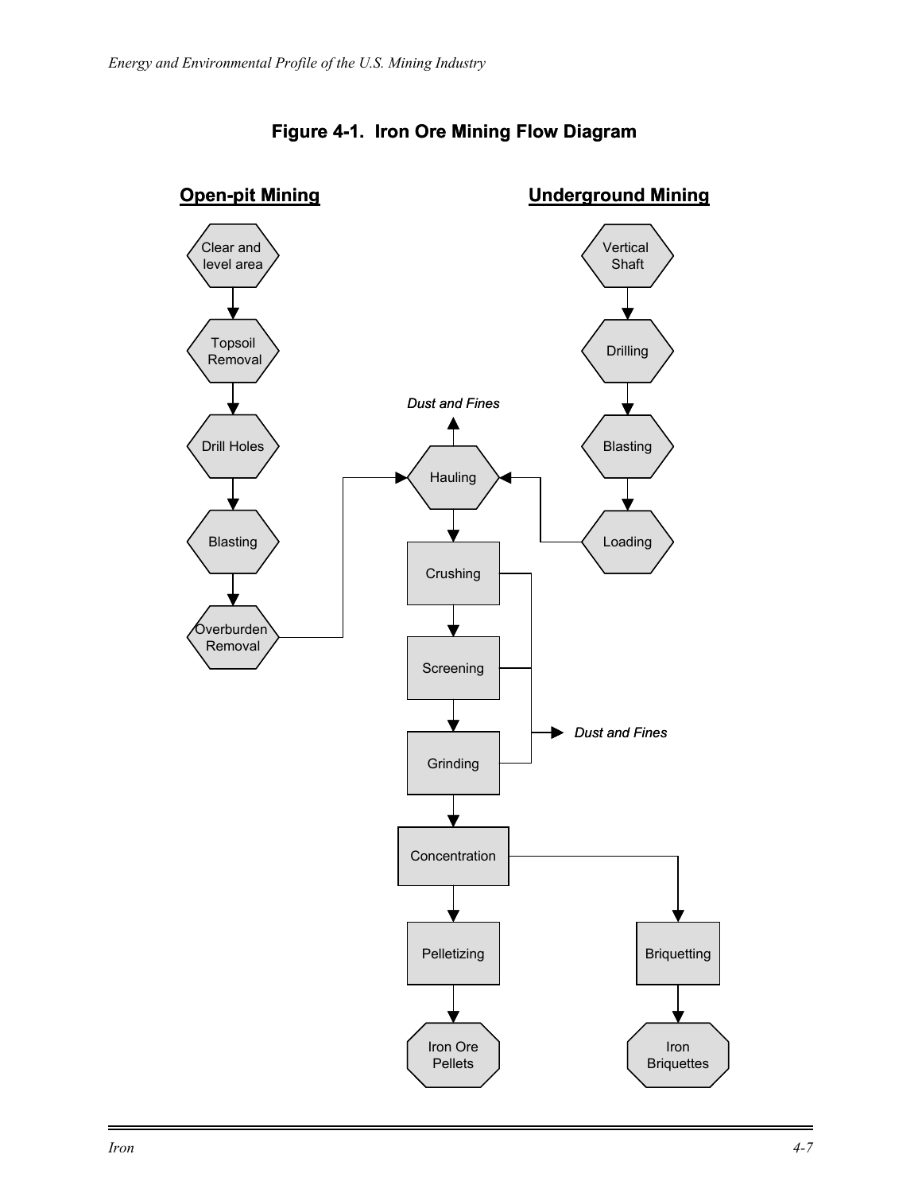**Figure 4-1. Iron Ore Mining Flow Diagram**

**Open-pit Mining**

- Clear and level area
- Topsoil Removal
- Drill Holes
- Blasting
- Overburden Removal

**Underground Mining**

- Vertical Shaft
- Drilling
- Blasting
- Loading

*Dust and Fines*

- Hauling
- Crushing
- Screening
- Grinding

*Dust and Fines*

- Concentration
- Pelletizing
- Iron Ore Pellets
- Briquetting
- Iron Briquettes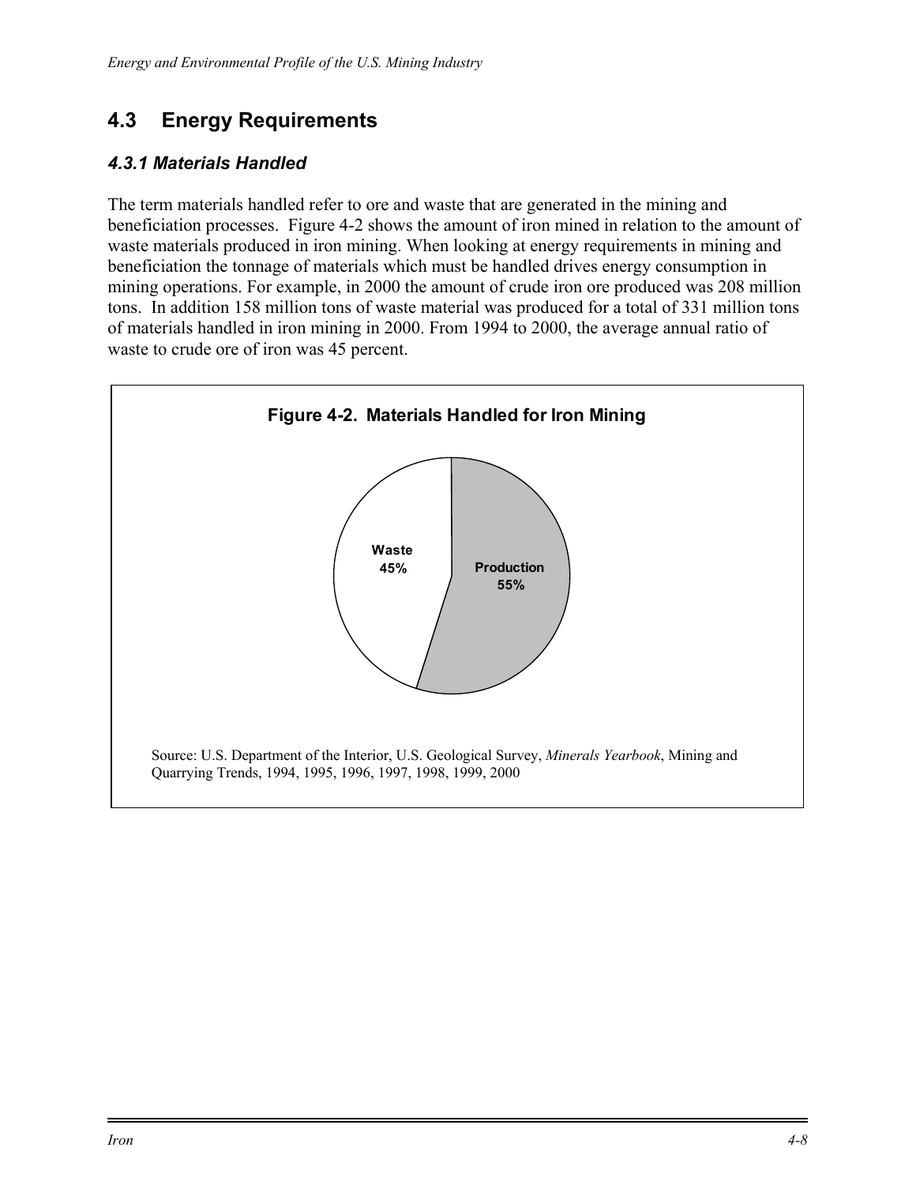## 4.3 Energy Requirements

### *4.3.1 Materials Handled*

The term materials handled refer to ore and waste that are generated in the mining and beneficiation processes. Figure 4-2 shows the amount of iron mined in relation to the amount of waste materials produced in iron mining. When looking at energy requirements in mining and beneficiation the tonnage of materials which must be handled drives energy consumption in mining operations. For example, in 2000 the amount of crude iron ore produced was 208 million tons. In addition 158 million tons of waste material was produced for a total of 331 million tons of materials handled in iron mining in 2000. From 1994 to 2000, the average annual ratio of waste to crude ore of iron was 45 percent.

**Figure 4-2. Materials Handled for Iron Mining**

Waste 45%

Production 55%

Source: U.S. Department of the Interior, U.S. Geological Survey, *Minerals Yearbook*, Mining and Quarrying Trends, 1994, 1995, 1996, 1997, 1998, 1999, 2000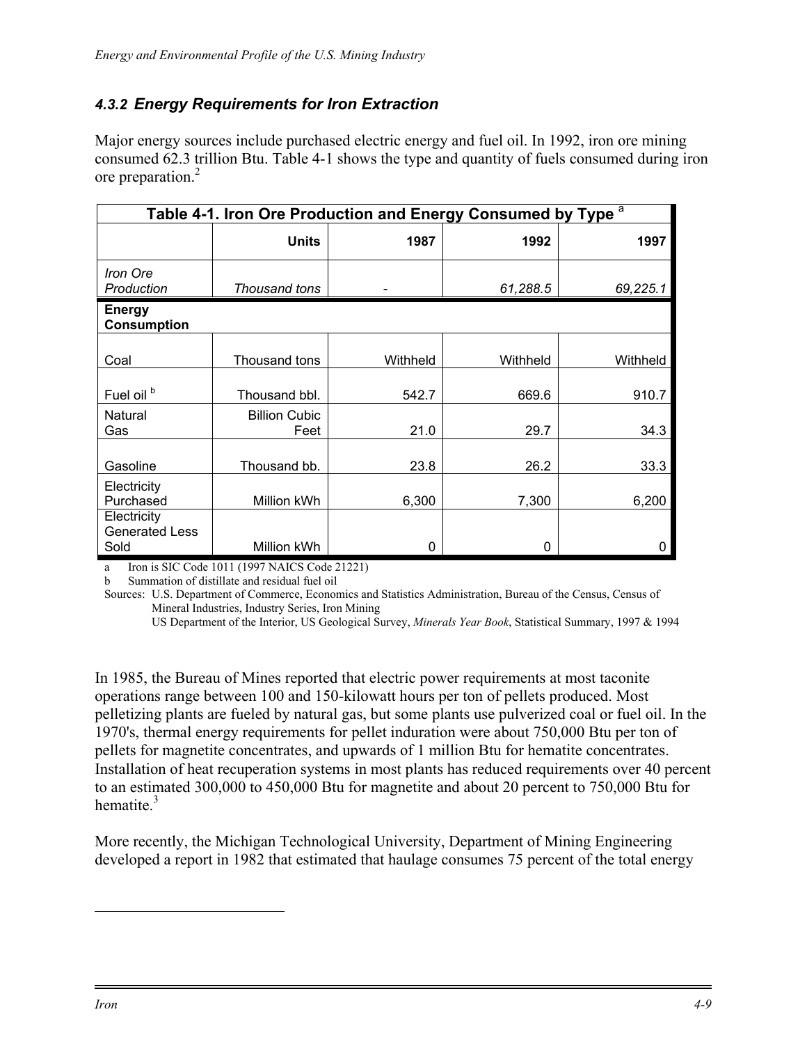### *4.3.2 Energy Requirements for Iron Extraction*

Major energy sources include purchased electric energy and fuel oil. In 1992, iron ore mining consumed 62.3 trillion Btu. Table 4-1 shows the type and quantity of fuels consumed during iron ore preparation.[2]

| Table 4-1. Iron Ore Production and Energy Consumed by Type [a] | | | | |
|---|---|---|---|---|
| | **Units** | **1987** | **1992** | **1997** |
| *Iron Ore Production* | *Thousand tons* | - | *61,288.5* | *69,225.1* |
| **Energy Consumption** | | | | |
| Coal | Thousand tons | Withheld | Withheld | Withheld |
| Fuel oil [b] | Thousand bbl. | 542.7 | 669.6 | 910.7 |
| Natural Gas | Billion Cubic Feet | 21.0 | 29.7 | 34.3 |
| Gasoline | Thousand bb. | 23.8 | 26.2 | 33.3 |
| Electricity Purchased | Million kWh | 6,300 | 7,300 | 6,200 |
| Electricity Generated Less Sold | Million kWh | 0 | 0 | 0 |

a Iron is SIC Code 1011 (1997 NAICS Code 21221)

b Summation of distillate and residual fuel oil

Sources: U.S. Department of Commerce, Economics and Statistics Administration, Bureau of the Census, Census of Mineral Industries, Industry Series, Iron Mining
US Department of the Interior, US Geological Survey, *Minerals Year Book*, Statistical Summary, 1997 & 1994

In 1985, the Bureau of Mines reported that electric power requirements at most taconite operations range between 100 and 150-kilowatt hours per ton of pellets produced. Most pelletizing plants are fueled by natural gas, but some plants use pulverized coal or fuel oil. In the 1970's, thermal energy requirements for pellet induration were about 750,000 Btu per ton of pellets for magnetite concentrates, and upwards of 1 million Btu for hematite concentrates. Installation of heat recuperation systems in most plants has reduced requirements over 40 percent to an estimated 300,000 to 450,000 Btu for magnetite and about 20 percent to 750,000 Btu for hematite.[3]

More recently, the Michigan Technological University, Department of Mining Engineering developed a report in 1982 that estimated that haulage consumes 75 percent of the total energy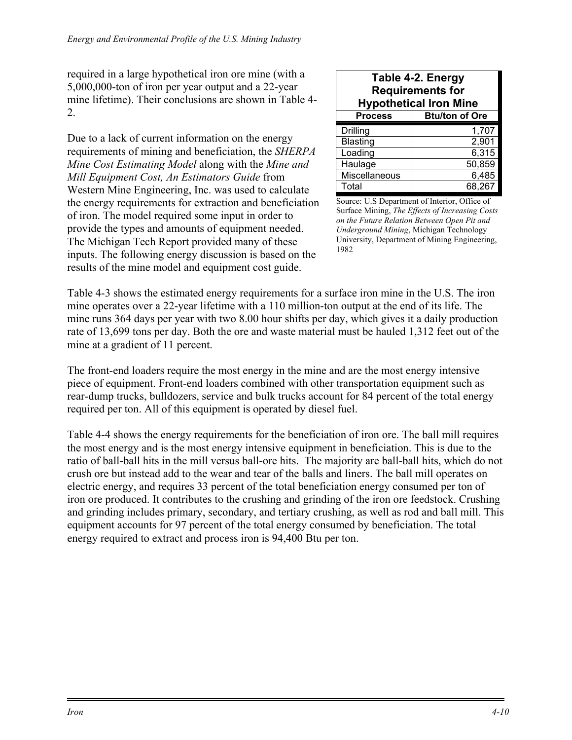required in a large hypothetical iron ore mine (with a 5,000,000-ton of iron per year output and a 22-year mine lifetime). Their conclusions are shown in Table 4-2.

**Table 4-2. Energy Requirements for Hypothetical Iron Mine**

| Process | Btu/ton of Ore |
|---|---|
| Drilling | 1,707 |
| Blasting | 2,901 |
| Loading | 6,315 |
| Haulage | 50,859 |
| Miscellaneous | 6,485 |
| Total | 68,267 |

Source: U.S Department of Interior, Office of Surface Mining, *The Effects of Increasing Costs on the Future Relation Between Open Pit and Underground Mining*, Michigan Technology University, Department of Mining Engineering, 1982

Due to a lack of current information on the energy requirements of mining and beneficiation, the *SHERPA Mine Cost Estimating Model* along with the *Mine and Mill Equipment Cost, An Estimators Guide* from Western Mine Engineering, Inc. was used to calculate the energy requirements for extraction and beneficiation of iron. The model required some input in order to provide the types and amounts of equipment needed. The Michigan Tech Report provided many of these inputs. The following energy discussion is based on the results of the mine model and equipment cost guide.

Table 4-3 shows the estimated energy requirements for a surface iron mine in the U.S. The iron mine operates over a 22-year lifetime with a 110 million-ton output at the end of its life. The mine runs 364 days per year with two 8.00 hour shifts per day, which gives it a daily production rate of 13,699 tons per day. Both the ore and waste material must be hauled 1,312 feet out of the mine at a gradient of 11 percent.

The front-end loaders require the most energy in the mine and are the most energy intensive piece of equipment. Front-end loaders combined with other transportation equipment such as rear-dump trucks, bulldozers, service and bulk trucks account for 84 percent of the total energy required per ton. All of this equipment is operated by diesel fuel.

Table 4-4 shows the energy requirements for the beneficiation of iron ore. The ball mill requires the most energy and is the most energy intensive equipment in beneficiation. This is due to the ratio of ball-ball hits in the mill versus ball-ore hits. The majority are ball-ball hits, which do not crush ore but instead add to the wear and tear of the balls and liners. The ball mill operates on electric energy, and requires 33 percent of the total beneficiation energy consumed per ton of iron ore produced. It contributes to the crushing and grinding of the iron ore feedstock. Crushing and grinding includes primary, secondary, and tertiary crushing, as well as rod and ball mill. This equipment accounts for 97 percent of the total energy consumed by beneficiation. The total energy required to extract and process iron is 94,400 Btu per ton.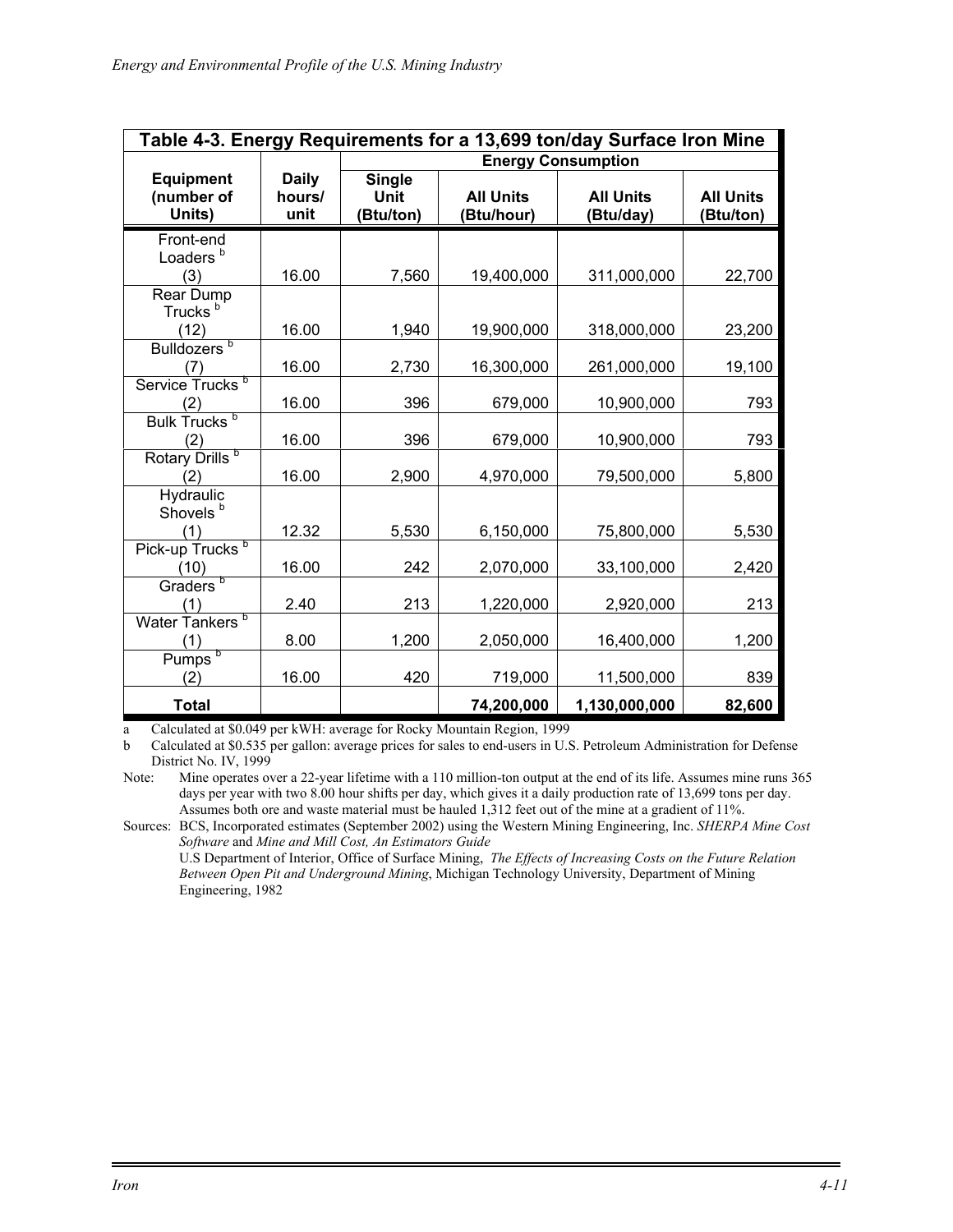| Table 4-3. Energy Requirements for a 13,699 ton/day Surface Iron Mine | | | | | |
|---|---|---|---|---|---|
| | | Energy Consumption | | | |
| Equipment (number of Units) | Daily hours/ unit | Single Unit (Btu/ton) | All Units (Btu/hour) | All Units (Btu/day) | All Units (Btu/ton) |
| Front-end Loaders [b] (3) | 16.00 | 7,560 | 19,400,000 | 311,000,000 | 22,700 |
| Rear Dump Trucks [b] (12) | 16.00 | 1,940 | 19,900,000 | 318,000,000 | 23,200 |
| Bulldozers [b] (7) | 16.00 | 2,730 | 16,300,000 | 261,000,000 | 19,100 |
| Service Trucks [b] (2) | 16.00 | 396 | 679,000 | 10,900,000 | 793 |
| Bulk Trucks [b] (2) | 16.00 | 396 | 679,000 | 10,900,000 | 793 |
| Rotary Drills [b] (2) | 16.00 | 2,900 | 4,970,000 | 79,500,000 | 5,800 |
| Hydraulic Shovels [b] (1) | 12.32 | 5,530 | 6,150,000 | 75,800,000 | 5,530 |
| Pick-up Trucks [b] (10) | 16.00 | 242 | 2,070,000 | 33,100,000 | 2,420 |
| Graders [b] (1) | 2.40 | 213 | 1,220,000 | 2,920,000 | 213 |
| Water Tankers [b] (1) | 8.00 | 1,200 | 2,050,000 | 16,400,000 | 1,200 |
| Pumps [b] (2) | 16.00 | 420 | 719,000 | 11,500,000 | 839 |
| **Total** | | | **74,200,000** | **1,130,000,000** | **82,600** |

a Calculated at $0.049 per kWH: average for Rocky Mountain Region, 1999

b Calculated at $0.535 per gallon: average prices for sales to end-users in U.S. Petroleum Administration for Defense District No. IV, 1999

Note: Mine operates over a 22-year lifetime with a 110 million-ton output at the end of its life. Assumes mine runs 365 days per year with two 8.00 hour shifts per day, which gives it a daily production rate of 13,699 tons per day. Assumes both ore and waste material must be hauled 1,312 feet out of the mine at a gradient of 11%.

Sources: BCS, Incorporated estimates (September 2002) using the Western Mining Engineering, Inc. *SHERPA Mine Cost Software* and *Mine and Mill Cost, An Estimators Guide*

U.S Department of Interior, Office of Surface Mining, *The Effects of Increasing Costs on the Future Relation Between Open Pit and Underground Mining*, Michigan Technology University, Department of Mining Engineering, 1982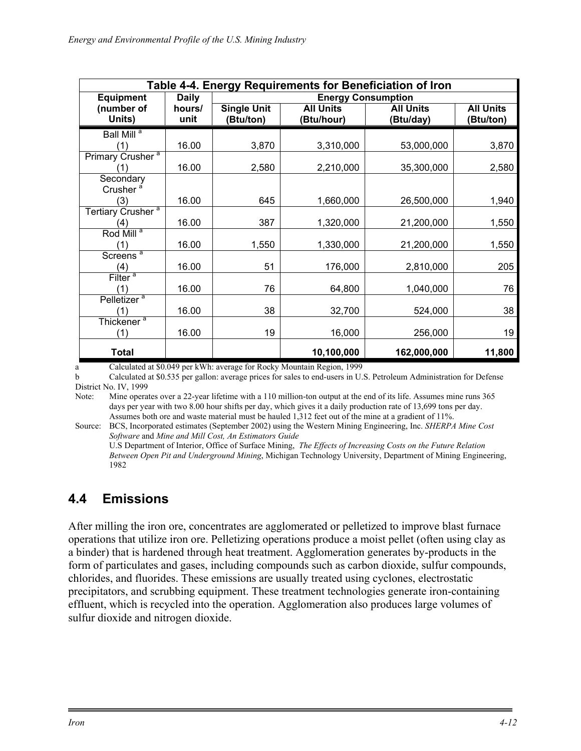| Table 4-4. Energy Requirements for Beneficiation of Iron | | | | | |
|---|---|---|---|---|---|
| Equipment (number of Units) | Daily hours/ unit | Energy Consumption | | | |
| | | Single Unit (Btu/ton) | All Units (Btu/hour) | All Units (Btu/day) | All Units (Btu/ton) |
| Ball Mill [a] (1) | 16.00 | 3,870 | 3,310,000 | 53,000,000 | 3,870 |
| Primary Crusher [a] (1) | 16.00 | 2,580 | 2,210,000 | 35,300,000 | 2,580 |
| Secondary Crusher [a] (3) | 16.00 | 645 | 1,660,000 | 26,500,000 | 1,940 |
| Tertiary Crusher [a] (4) | 16.00 | 387 | 1,320,000 | 21,200,000 | 1,550 |
| Rod Mill [a] (1) | 16.00 | 1,550 | 1,330,000 | 21,200,000 | 1,550 |
| Screens [a] (4) | 16.00 | 51 | 176,000 | 2,810,000 | 205 |
| Filter [a] (1) | 16.00 | 76 | 64,800 | 1,040,000 | 76 |
| Pelletizer [a] (1) | 16.00 | 38 | 32,700 | 524,000 | 38 |
| Thickener [a] (1) | 16.00 | 19 | 16,000 | 256,000 | 19 |
| **Total** | | | **10,100,000** | **162,000,000** | **11,800** |

a Calculated at $0.049 per kWh: average for Rocky Mountain Region, 1999

b Calculated at $0.535 per gallon: average prices for sales to end-users in U.S. Petroleum Administration for Defense District No. IV, 1999

Note: Mine operates over a 22-year lifetime with a 110 million-ton output at the end of its life. Assumes mine runs 365 days per year with two 8.00 hour shifts per day, which gives it a daily production rate of 13,699 tons per day. Assumes both ore and waste material must be hauled 1,312 feet out of the mine at a gradient of 11%.

Source: BCS, Incorporated estimates (September 2002) using the Western Mining Engineering, Inc. *SHERPA Mine Cost Software* and *Mine and Mill Cost, An Estimators Guide*
U.S Department of Interior, Office of Surface Mining, *The Effects of Increasing Costs on the Future Relation Between Open Pit and Underground Mining*, Michigan Technology University, Department of Mining Engineering, 1982

## 4.4 Emissions

After milling the iron ore, concentrates are agglomerated or pelletized to improve blast furnace operations that utilize iron ore. Pelletizing operations produce a moist pellet (often using clay as a binder) that is hardened through heat treatment. Agglomeration generates by-products in the form of particulates and gases, including compounds such as carbon dioxide, sulfur compounds, chlorides, and fluorides. These emissions are usually treated using cyclones, electrostatic precipitators, and scrubbing equipment. These treatment technologies generate iron-containing effluent, which is recycled into the operation. Agglomeration also produces large volumes of sulfur dioxide and nitrogen dioxide.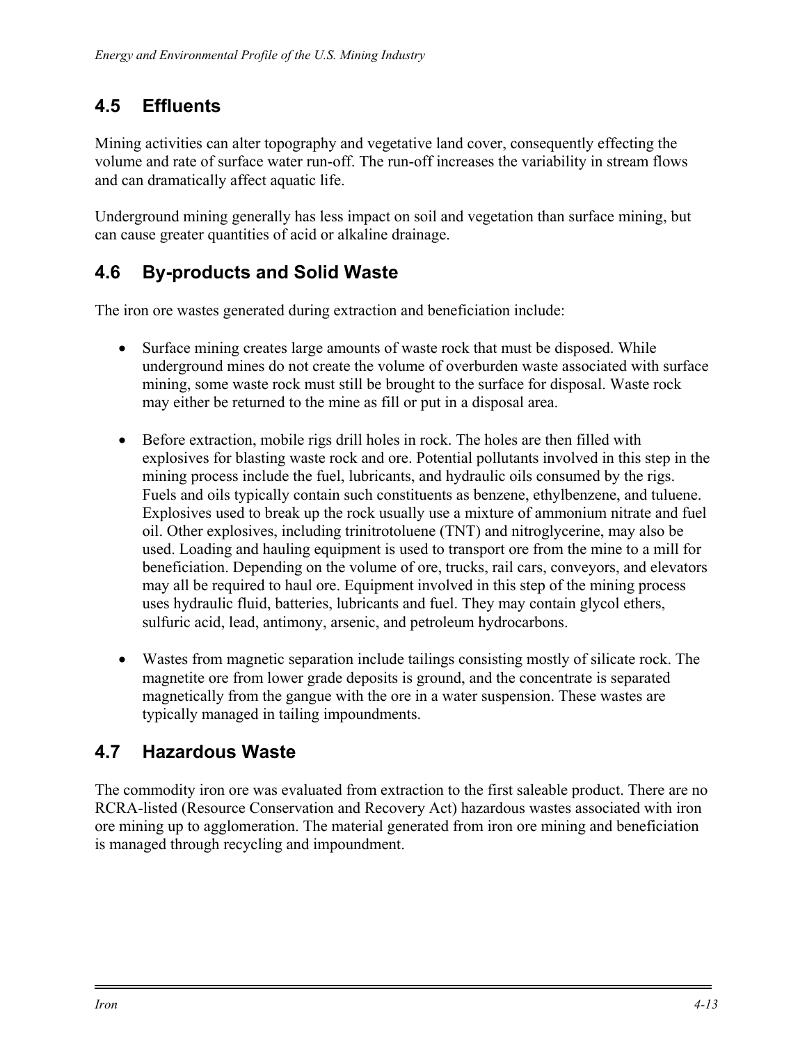## 4.5 Effluents

Mining activities can alter topography and vegetative land cover, consequently effecting the volume and rate of surface water run-off. The run-off increases the variability in stream flows and can dramatically affect aquatic life.

Underground mining generally has less impact on soil and vegetation than surface mining, but can cause greater quantities of acid or alkaline drainage.

## 4.6 By-products and Solid Waste

The iron ore wastes generated during extraction and beneficiation include:

- Surface mining creates large amounts of waste rock that must be disposed. While underground mines do not create the volume of overburden waste associated with surface mining, some waste rock must still be brought to the surface for disposal. Waste rock may either be returned to the mine as fill or put in a disposal area.

- Before extraction, mobile rigs drill holes in rock. The holes are then filled with explosives for blasting waste rock and ore. Potential pollutants involved in this step in the mining process include the fuel, lubricants, and hydraulic oils consumed by the rigs. Fuels and oils typically contain such constituents as benzene, ethylbenzene, and tuluene. Explosives used to break up the rock usually use a mixture of ammonium nitrate and fuel oil. Other explosives, including trinitrotoluene (TNT) and nitroglycerine, may also be used. Loading and hauling equipment is used to transport ore from the mine to a mill for beneficiation. Depending on the volume of ore, trucks, rail cars, conveyors, and elevators may all be required to haul ore. Equipment involved in this step of the mining process uses hydraulic fluid, batteries, lubricants and fuel. They may contain glycol ethers, sulfuric acid, lead, antimony, arsenic, and petroleum hydrocarbons.

- Wastes from magnetic separation include tailings consisting mostly of silicate rock. The magnetite ore from lower grade deposits is ground, and the concentrate is separated magnetically from the gangue with the ore in a water suspension. These wastes are typically managed in tailing impoundments.

## 4.7 Hazardous Waste

The commodity iron ore was evaluated from extraction to the first saleable product. There are no RCRA-listed (Resource Conservation and Recovery Act) hazardous wastes associated with iron ore mining up to agglomeration. The material generated from iron ore mining and beneficiation is managed through recycling and impoundment.